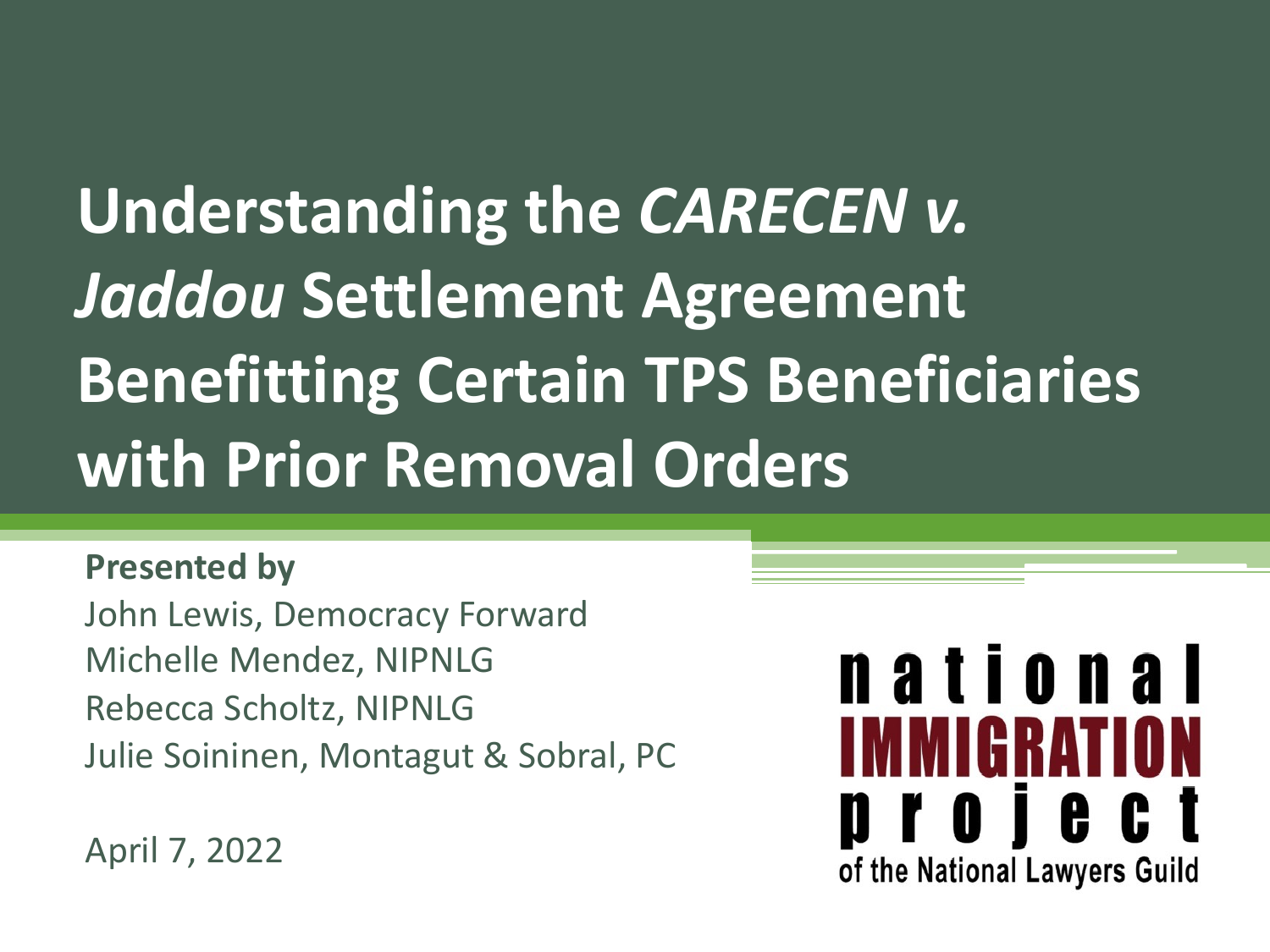# Understanding the *CARECEN v. Jaddou* Settlement Agreement Benefitting Certain TPS Beneficiaries with Prior Removal Orders

**Presented by**

John Lewis, Democracy Forward
Michelle Mendez, NIPNLG
Rebecca Scholtz, NIPNLG
Julie Soininen, Montagut & Sobral, PC

April 7, 2022

national IMMIGRATION project of the National Lawyers Guild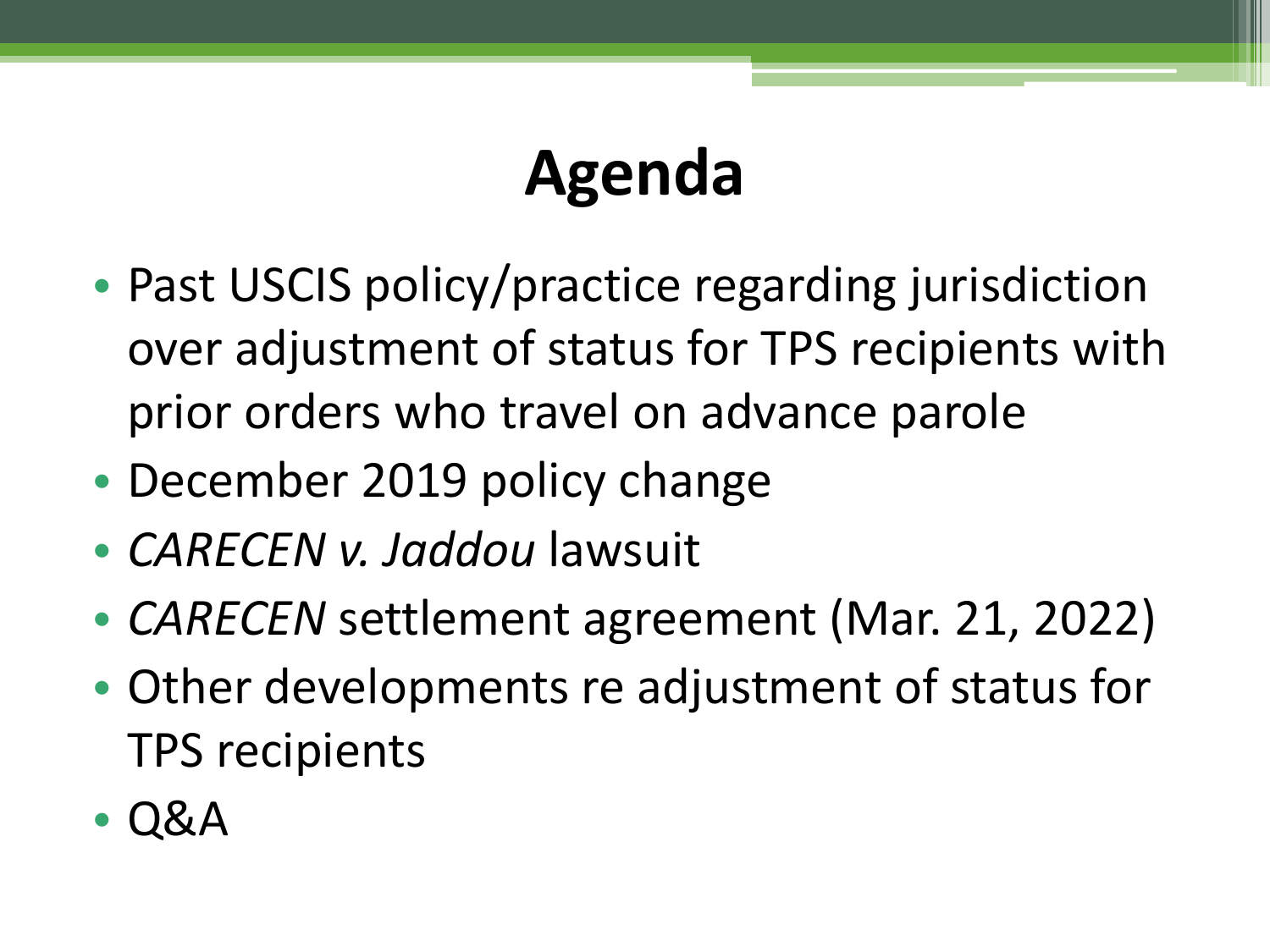# Agenda

- Past USCIS policy/practice regarding jurisdiction over adjustment of status for TPS recipients with prior orders who travel on advance parole
- December 2019 policy change
- *CARECEN v. Jaddou* lawsuit
- *CARECEN* settlement agreement (Mar. 21, 2022)
- Other developments re adjustment of status for TPS recipients
- Q&A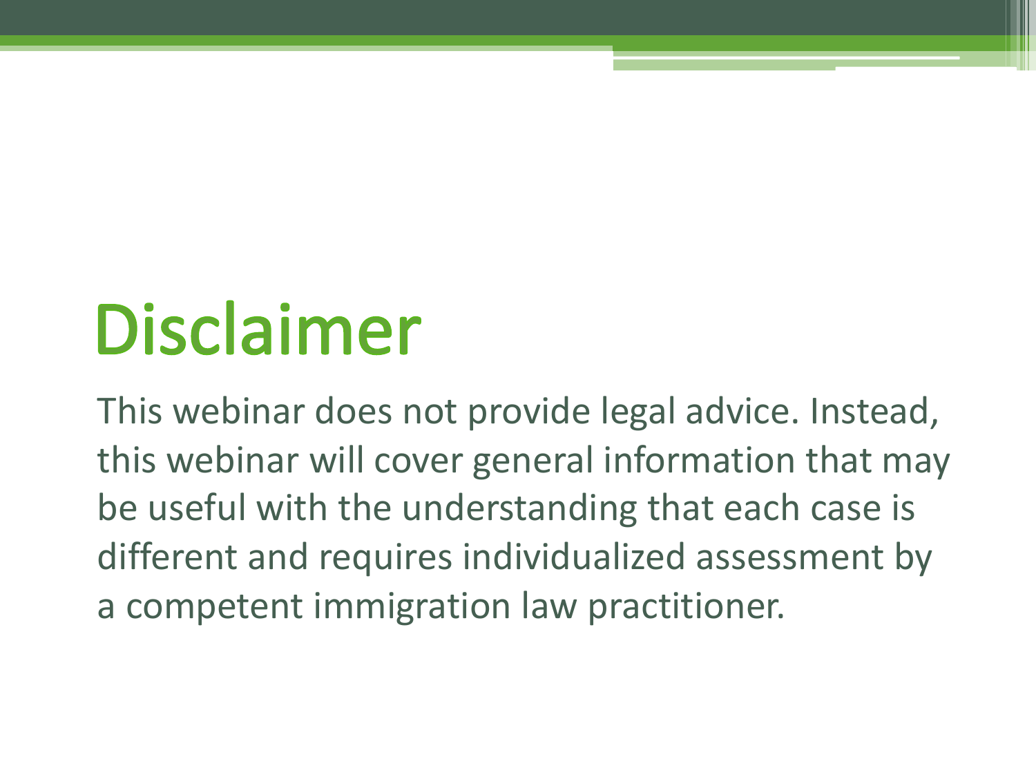# Disclaimer

This webinar does not provide legal advice. Instead, this webinar will cover general information that may be useful with the understanding that each case is different and requires individualized assessment by a competent immigration law practitioner.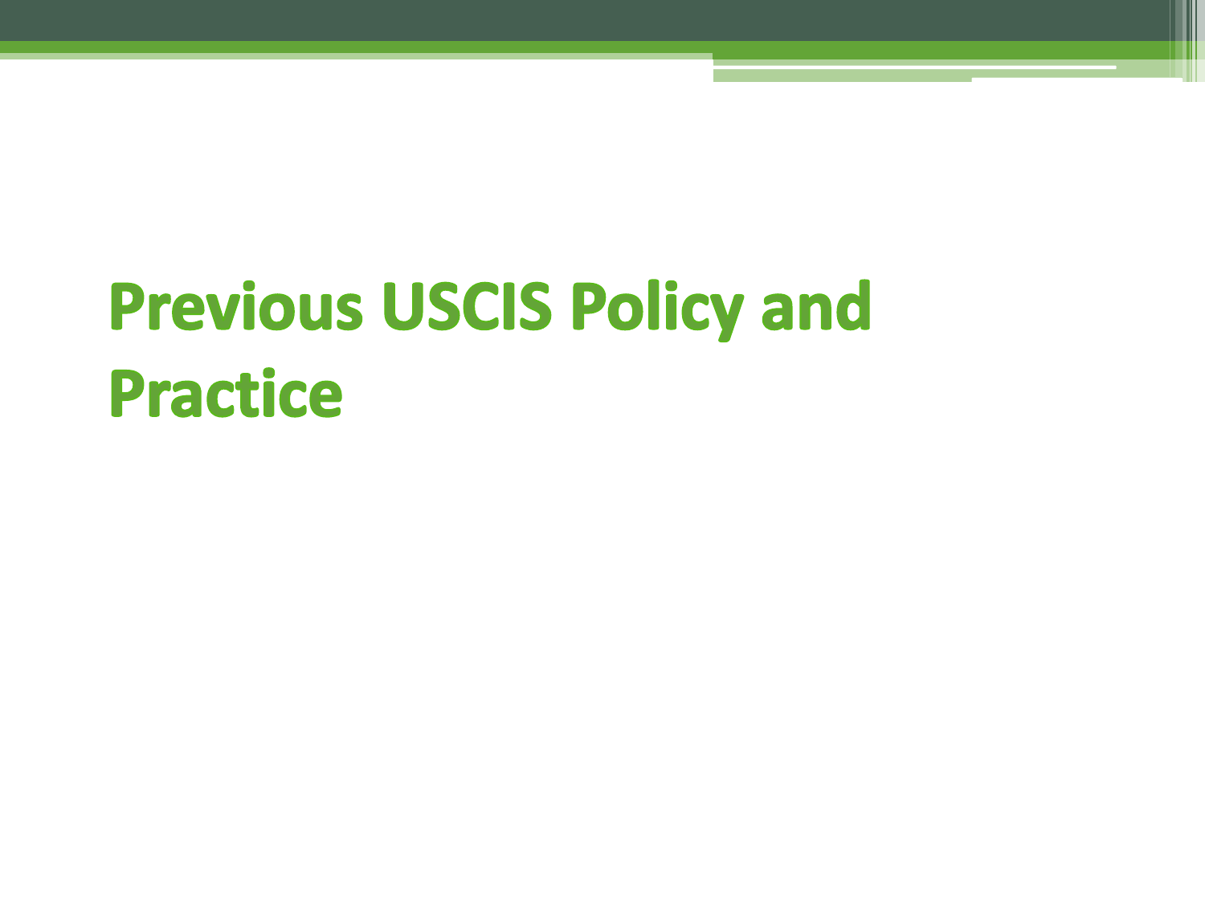# Previous USCIS Policy and Practice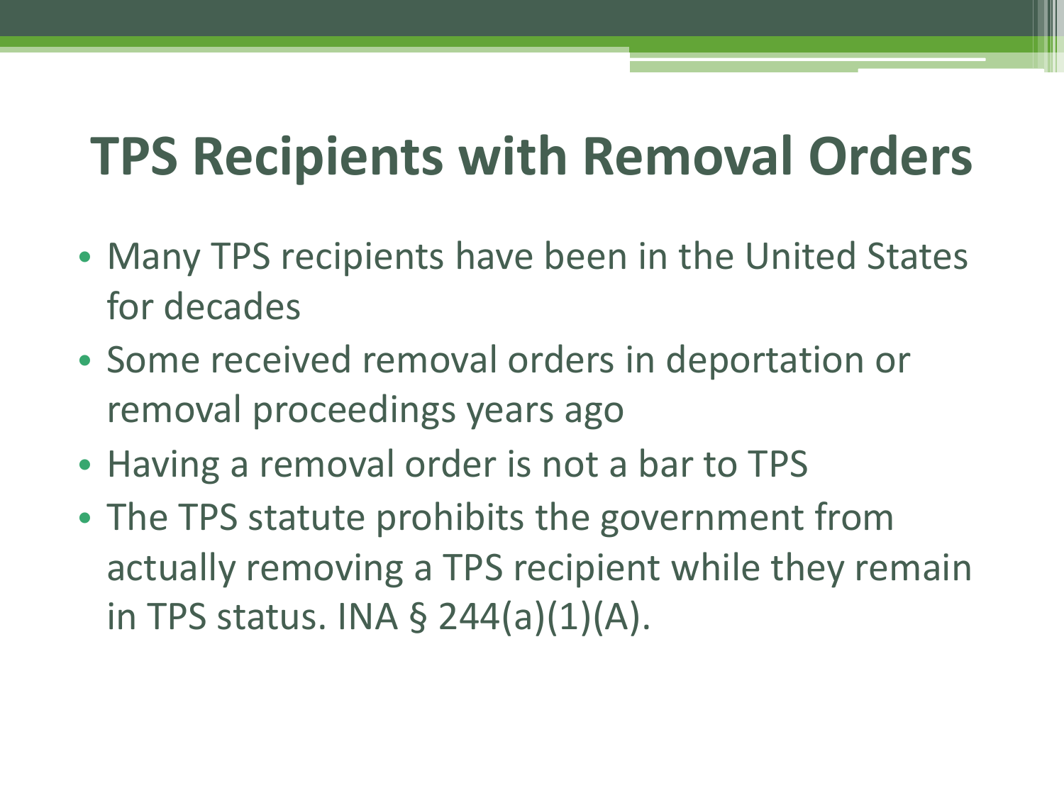# TPS Recipients with Removal Orders

- Many TPS recipients have been in the United States for decades
- Some received removal orders in deportation or removal proceedings years ago
- Having a removal order is not a bar to TPS
- The TPS statute prohibits the government from actually removing a TPS recipient while they remain in TPS status. INA § 244(a)(1)(A).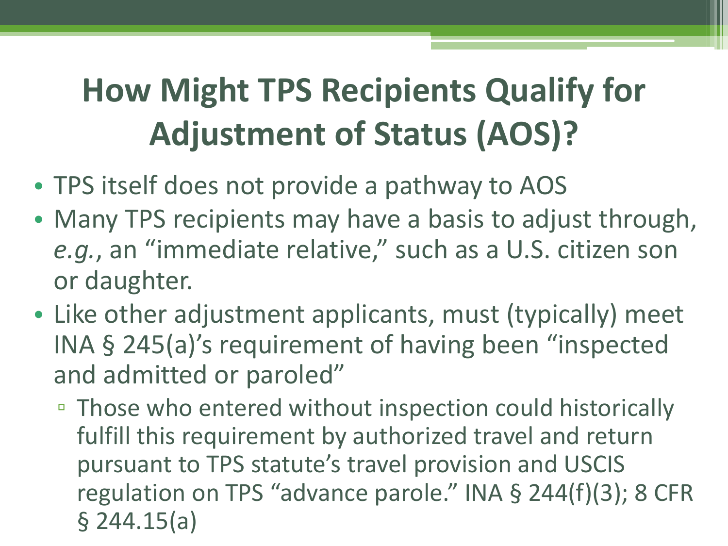# How Might TPS Recipients Qualify for Adjustment of Status (AOS)?

- TPS itself does not provide a pathway to AOS
- Many TPS recipients may have a basis to adjust through, *e.g.*, an "immediate relative," such as a U.S. citizen son or daughter.
- Like other adjustment applicants, must (typically) meet INA § 245(a)'s requirement of having been "inspected and admitted or paroled"
  - Those who entered without inspection could historically fulfill this requirement by authorized travel and return pursuant to TPS statute's travel provision and USCIS regulation on TPS "advance parole." INA § 244(f)(3); 8 CFR § 244.15(a)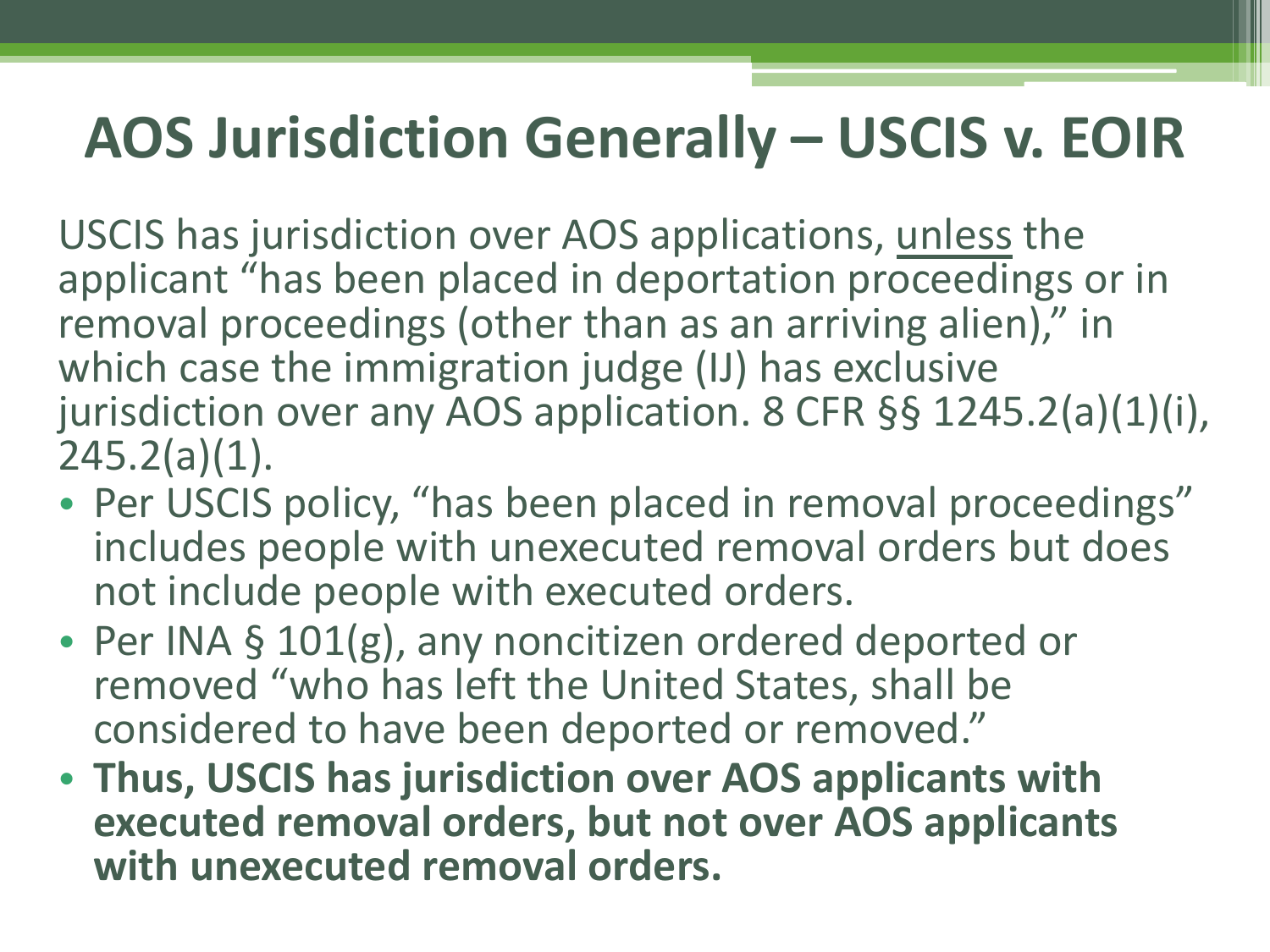# AOS Jurisdiction Generally – USCIS v. EOIR

USCIS has jurisdiction over AOS applications, <u>unless</u> the applicant "has been placed in deportation proceedings or in removal proceedings (other than as an arriving alien)," in which case the immigration judge (IJ) has exclusive jurisdiction over any AOS application. 8 CFR §§ 1245.2(a)(1)(i), 245.2(a)(1).

- Per USCIS policy, "has been placed in removal proceedings" includes people with unexecuted removal orders but does not include people with executed orders.
- Per INA § 101(g), any noncitizen ordered deported or removed "who has left the United States, shall be considered to have been deported or removed."
- **Thus, USCIS has jurisdiction over AOS applicants with executed removal orders, but not over AOS applicants with unexecuted removal orders.**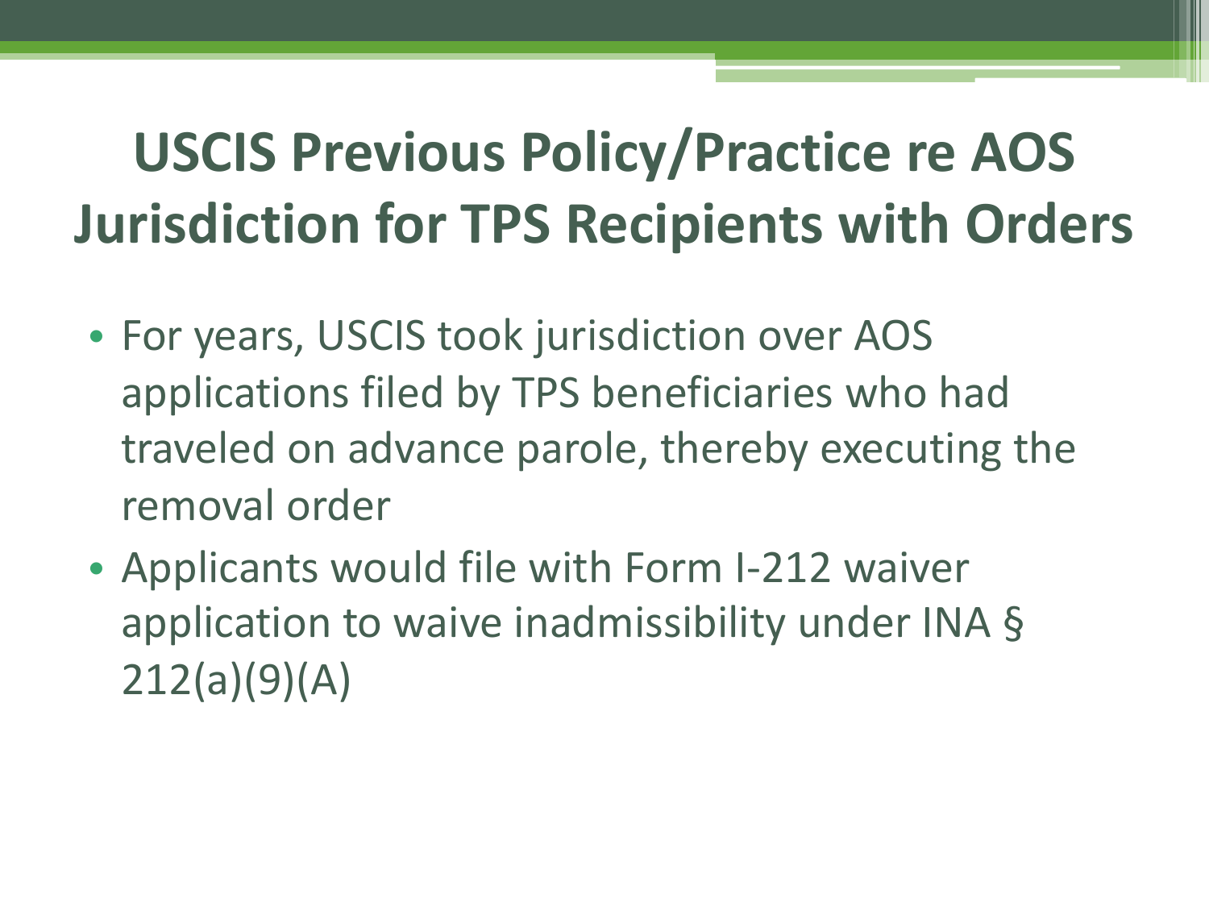# USCIS Previous Policy/Practice re AOS Jurisdiction for TPS Recipients with Orders

- For years, USCIS took jurisdiction over AOS applications filed by TPS beneficiaries who had traveled on advance parole, thereby executing the removal order
- Applicants would file with Form I-212 waiver application to waive inadmissibility under INA § 212(a)(9)(A)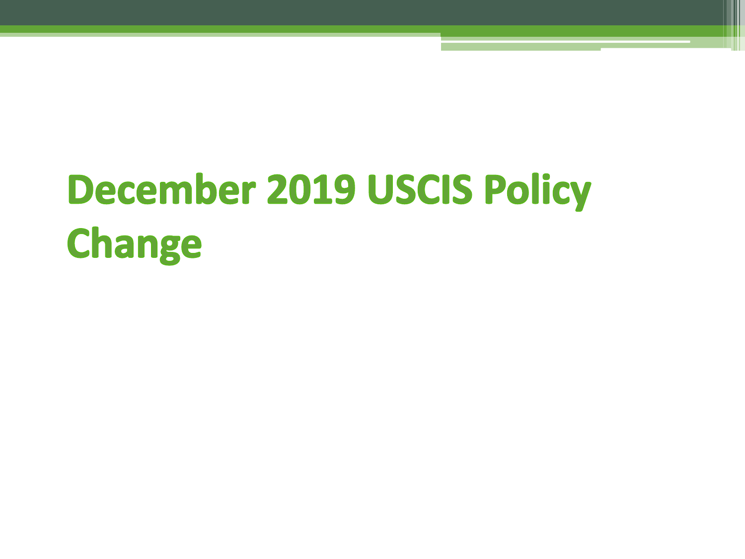# December 2019 USCIS Policy Change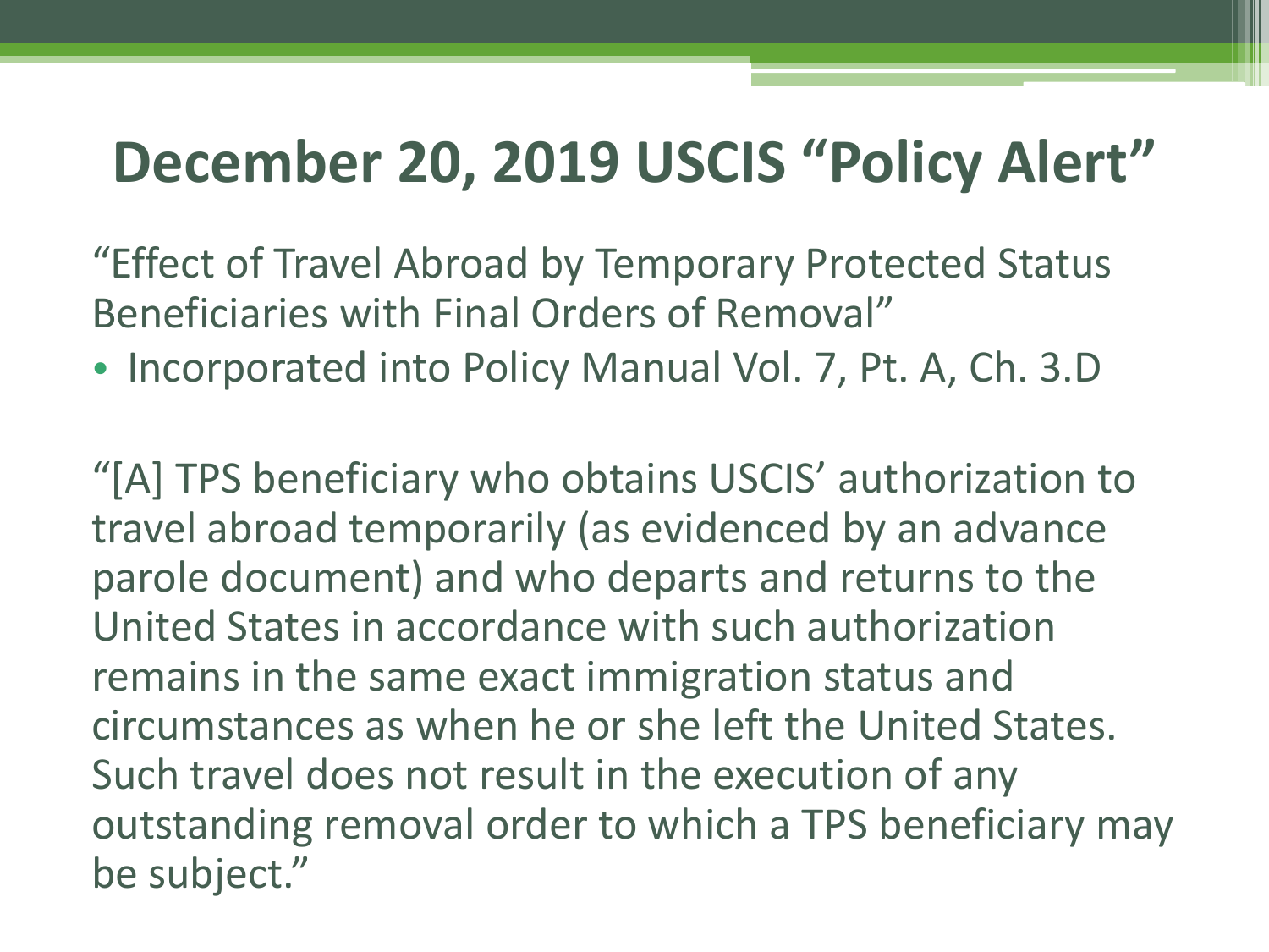# December 20, 2019 USCIS "Policy Alert"

"Effect of Travel Abroad by Temporary Protected Status Beneficiaries with Final Orders of Removal"

- Incorporated into Policy Manual Vol. 7, Pt. A, Ch. 3.D

"[A] TPS beneficiary who obtains USCIS' authorization to travel abroad temporarily (as evidenced by an advance parole document) and who departs and returns to the United States in accordance with such authorization remains in the same exact immigration status and circumstances as when he or she left the United States. Such travel does not result in the execution of any outstanding removal order to which a TPS beneficiary may be subject."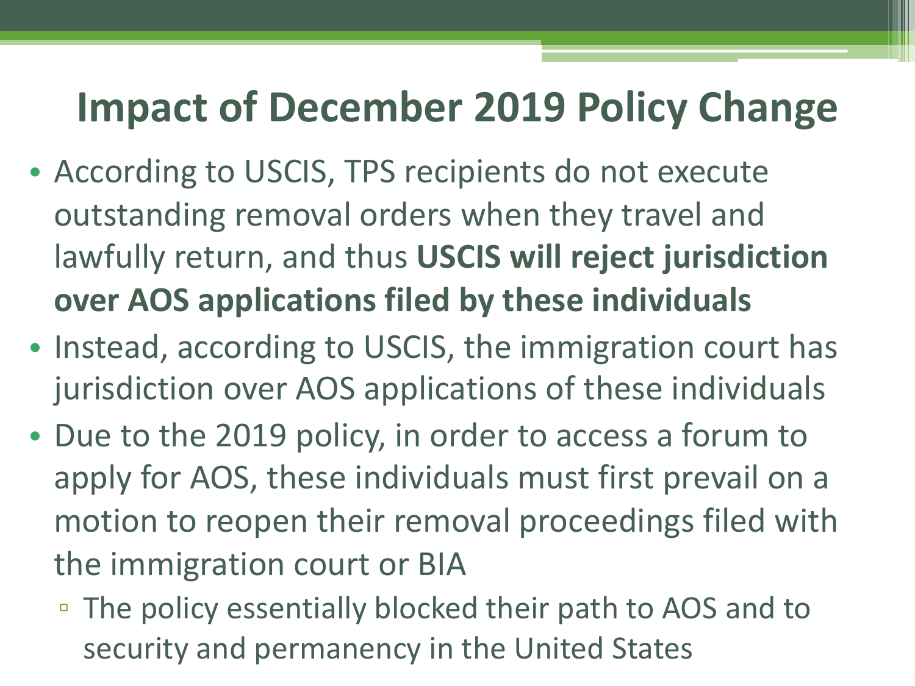# Impact of December 2019 Policy Change

- According to USCIS, TPS recipients do not execute outstanding removal orders when they travel and lawfully return, and thus **USCIS will reject jurisdiction over AOS applications filed by these individuals**
- Instead, according to USCIS, the immigration court has jurisdiction over AOS applications of these individuals
- Due to the 2019 policy, in order to access a forum to apply for AOS, these individuals must first prevail on a motion to reopen their removal proceedings filed with the immigration court or BIA
  - The policy essentially blocked their path to AOS and to security and permanency in the United States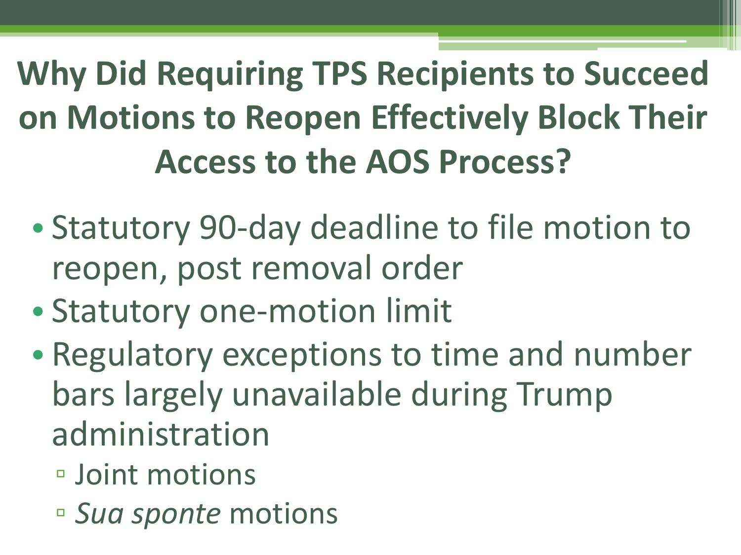# Why Did Requiring TPS Recipients to Succeed on Motions to Reopen Effectively Block Their Access to the AOS Process?

- Statutory 90-day deadline to file motion to reopen, post removal order
- Statutory one-motion limit
- Regulatory exceptions to time and number bars largely unavailable during Trump administration
  - Joint motions
  - *Sua sponte* motions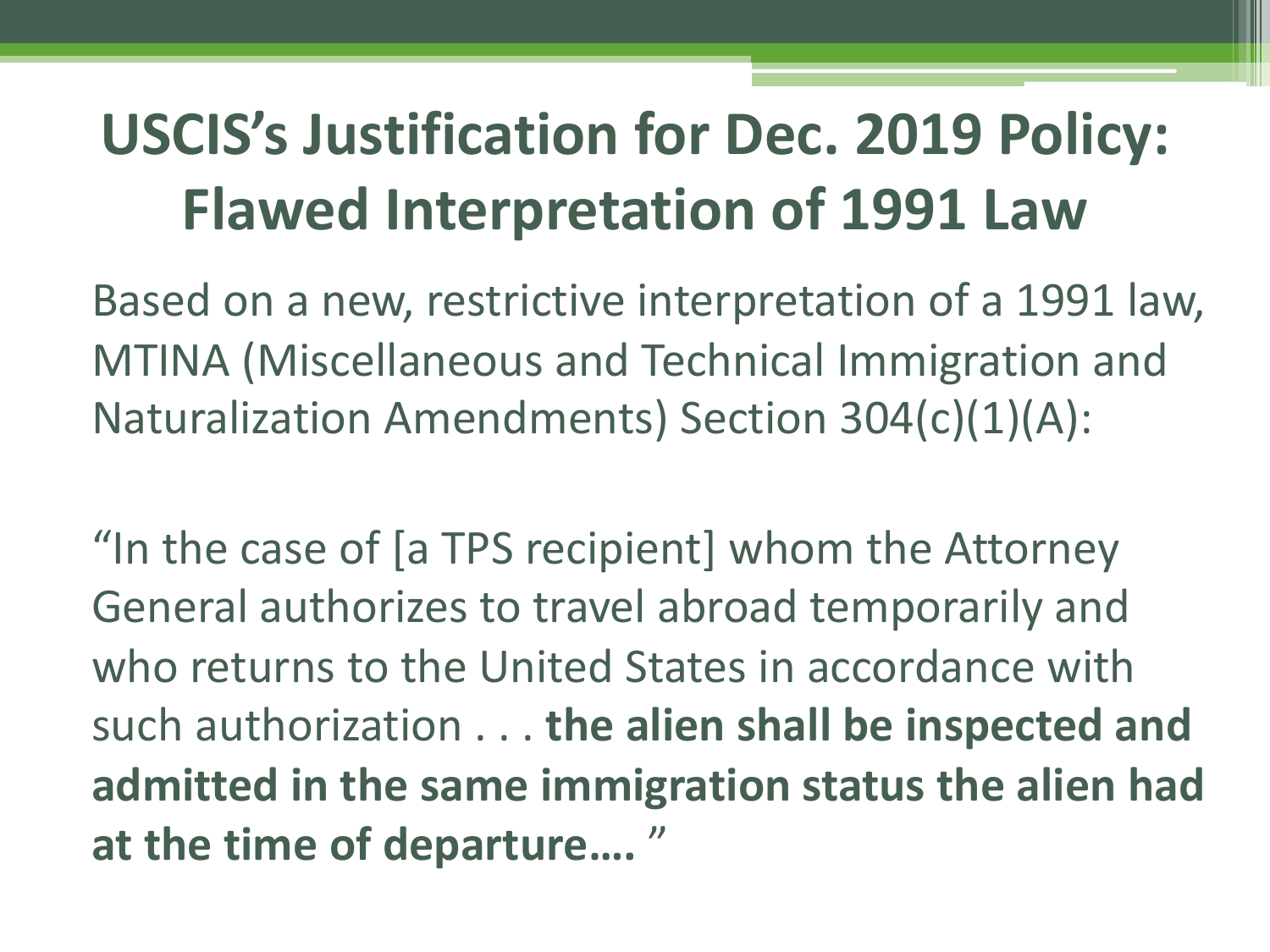# USCIS's Justification for Dec. 2019 Policy: Flawed Interpretation of 1991 Law

Based on a new, restrictive interpretation of a 1991 law, MTINA (Miscellaneous and Technical Immigration and Naturalization Amendments) Section 304(c)(1)(A):

"In the case of [a TPS recipient] whom the Attorney General authorizes to travel abroad temporarily and who returns to the United States in accordance with such authorization . . . **the alien shall be inspected and admitted in the same immigration status the alien had at the time of departure….** "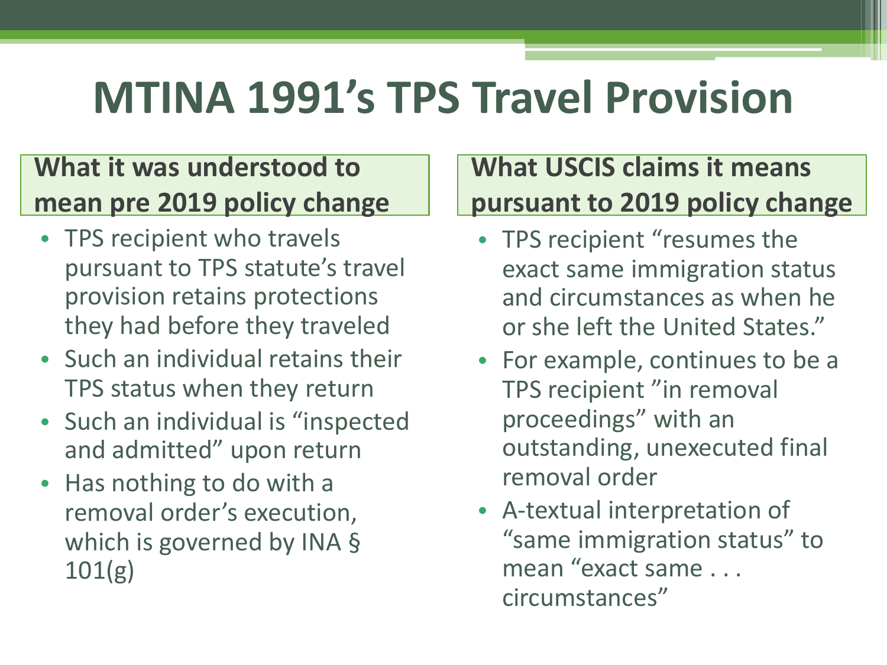# MTINA 1991's TPS Travel Provision

## What it was understood to mean pre 2019 policy change

- TPS recipient who travels pursuant to TPS statute's travel provision retains protections they had before they traveled
- Such an individual retains their TPS status when they return
- Such an individual is "inspected and admitted" upon return
- Has nothing to do with a removal order's execution, which is governed by INA § 101(g)

## What USCIS claims it means pursuant to 2019 policy change

- TPS recipient "resumes the exact same immigration status and circumstances as when he or she left the United States."
- For example, continues to be a TPS recipient "in removal proceedings" with an outstanding, unexecuted final removal order
- A-textual interpretation of "same immigration status" to mean "exact same . . . circumstances"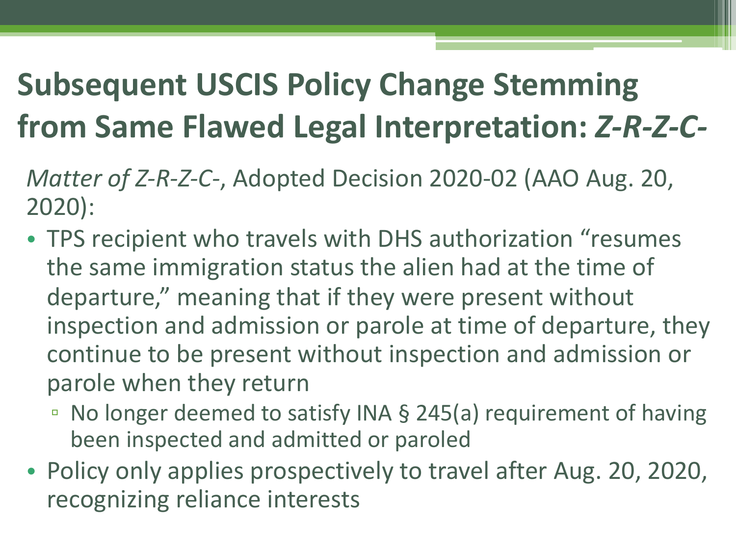# Subsequent USCIS Policy Change Stemming from Same Flawed Legal Interpretation: *Z-R-Z-C-*

*Matter of Z-R-Z-C-*, Adopted Decision 2020-02 (AAO Aug. 20, 2020):

- TPS recipient who travels with DHS authorization "resumes the same immigration status the alien had at the time of departure," meaning that if they were present without inspection and admission or parole at time of departure, they continue to be present without inspection and admission or parole when they return
  - No longer deemed to satisfy INA § 245(a) requirement of having been inspected and admitted or paroled
- Policy only applies prospectively to travel after Aug. 20, 2020, recognizing reliance interests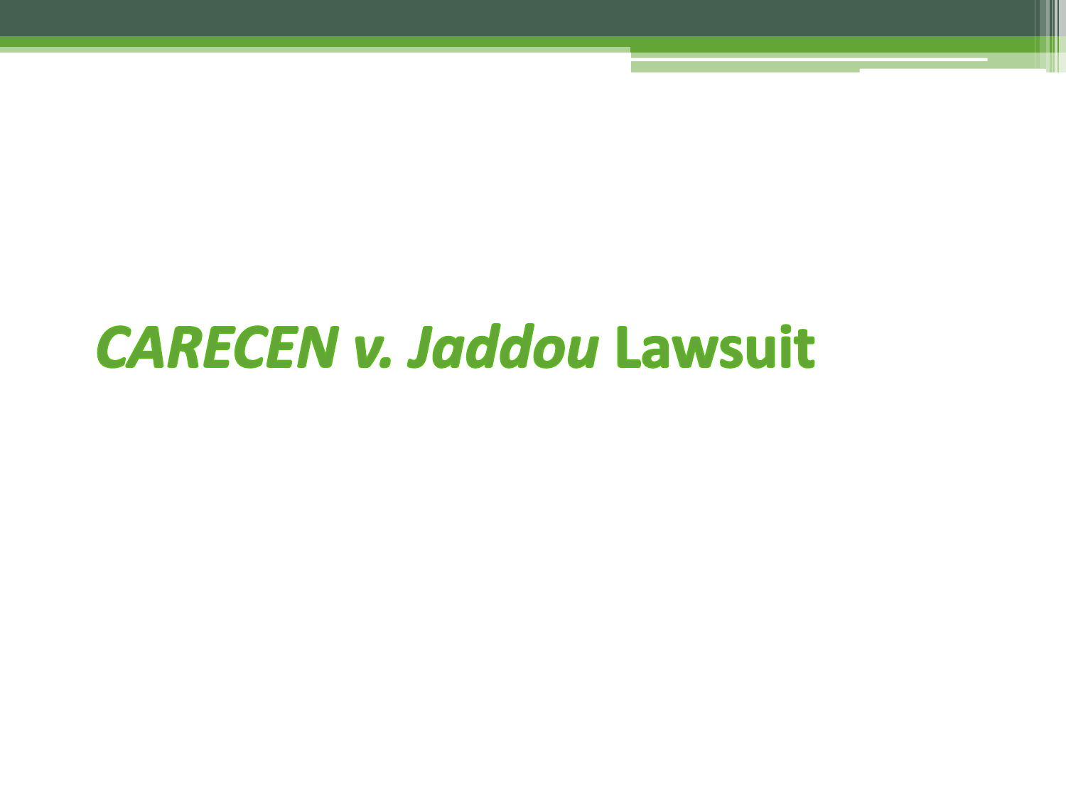# *CARECEN v. Jaddou* Lawsuit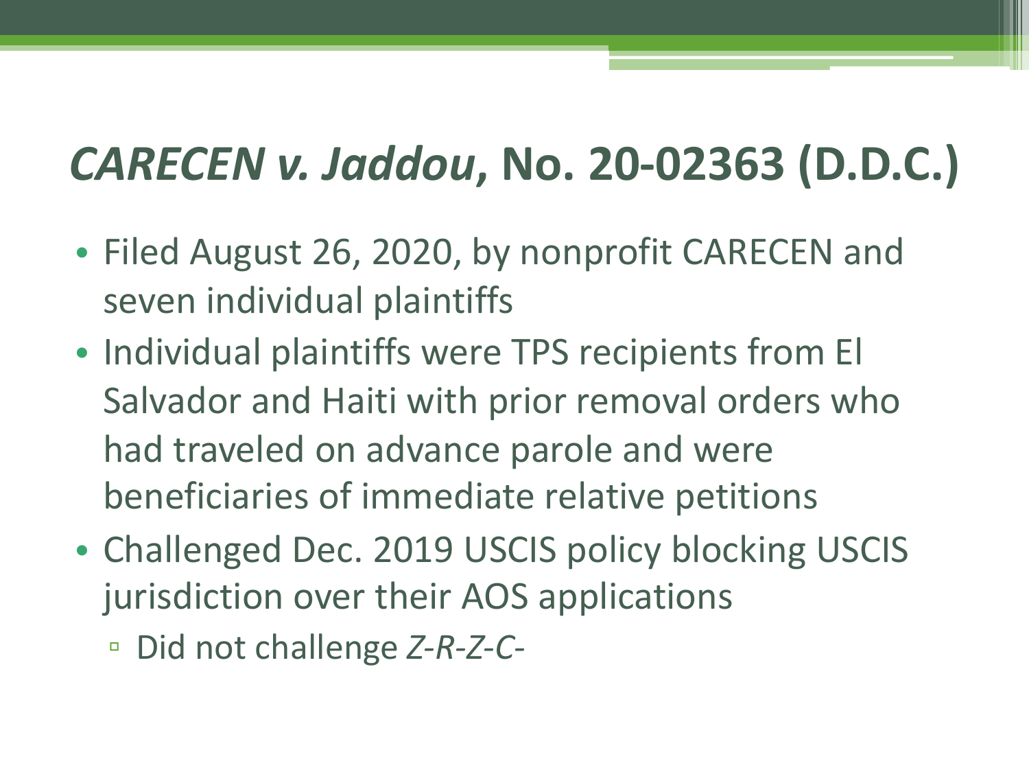# *CARECEN v. Jaddou*, No. 20-02363 (D.D.C.)

- Filed August 26, 2020, by nonprofit CARECEN and seven individual plaintiffs
- Individual plaintiffs were TPS recipients from El Salvador and Haiti with prior removal orders who had traveled on advance parole and were beneficiaries of immediate relative petitions
- Challenged Dec. 2019 USCIS policy blocking USCIS jurisdiction over their AOS applications
  - Did not challenge *Z-R-Z-C-*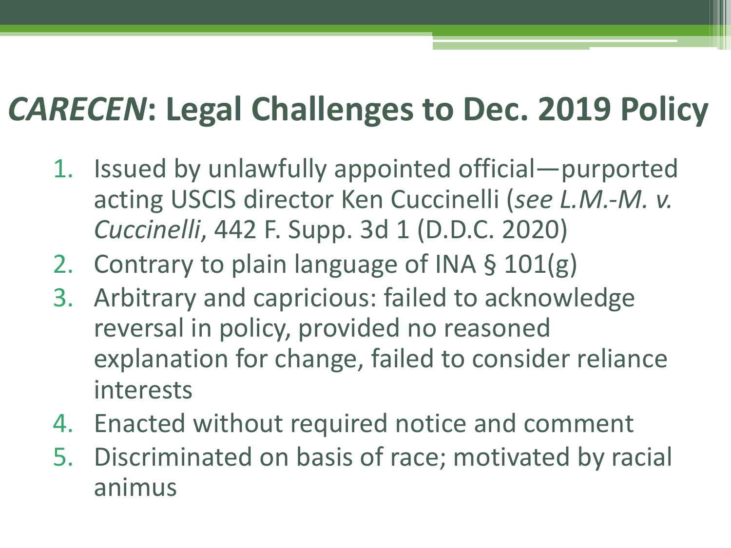# *CARECEN*: Legal Challenges to Dec. 2019 Policy

1. Issued by unlawfully appointed official—purported acting USCIS director Ken Cuccinelli (*see L.M.-M. v. Cuccinelli*, 442 F. Supp. 3d 1 (D.D.C. 2020)
2. Contrary to plain language of INA § 101(g)
3. Arbitrary and capricious: failed to acknowledge reversal in policy, provided no reasoned explanation for change, failed to consider reliance interests
4. Enacted without required notice and comment
5. Discriminated on basis of race; motivated by racial animus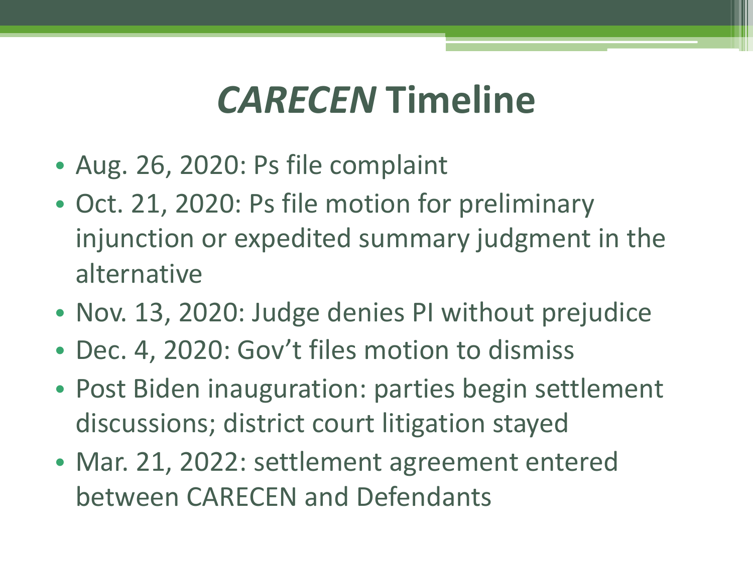# *CARECEN* Timeline

- Aug. 26, 2020: Ps file complaint
- Oct. 21, 2020: Ps file motion for preliminary injunction or expedited summary judgment in the alternative
- Nov. 13, 2020: Judge denies PI without prejudice
- Dec. 4, 2020: Gov't files motion to dismiss
- Post Biden inauguration: parties begin settlement discussions; district court litigation stayed
- Mar. 21, 2022: settlement agreement entered between CARECEN and Defendants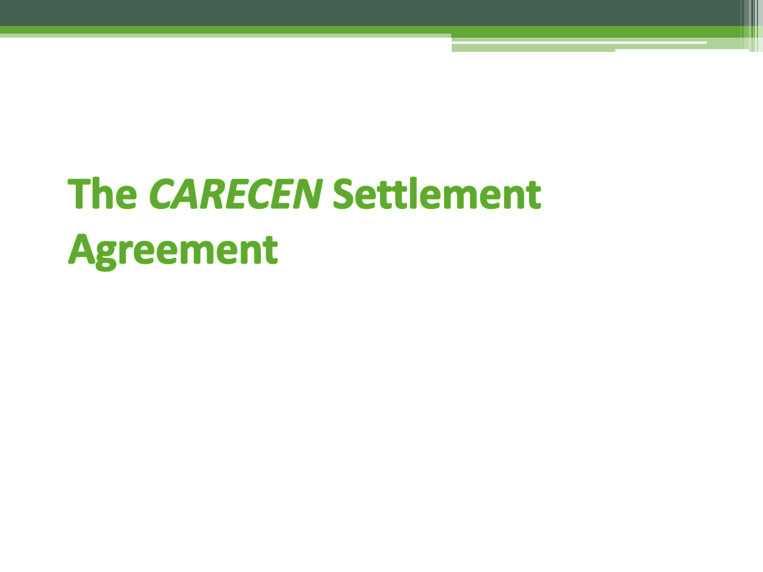# The *CARECEN* Settlement Agreement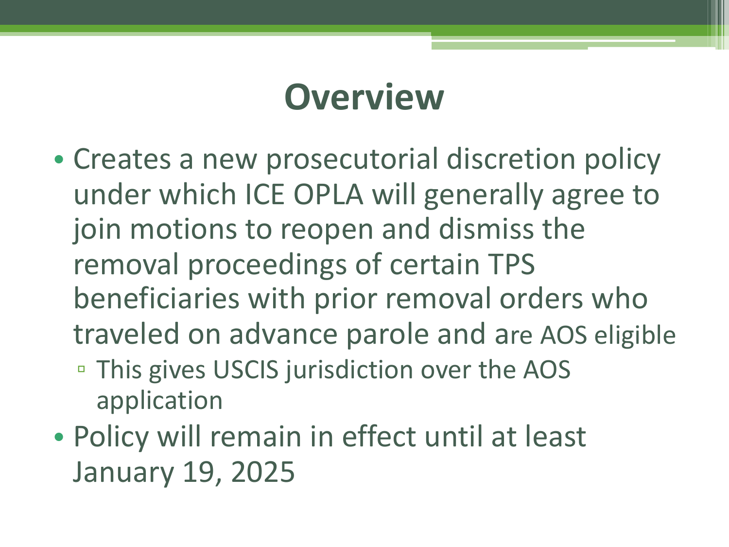# Overview

- Creates a new prosecutorial discretion policy under which ICE OPLA will generally agree to join motions to reopen and dismiss the removal proceedings of certain TPS beneficiaries with prior removal orders who traveled on advance parole and are AOS eligible
  - This gives USCIS jurisdiction over the AOS application
- Policy will remain in effect until at least January 19, 2025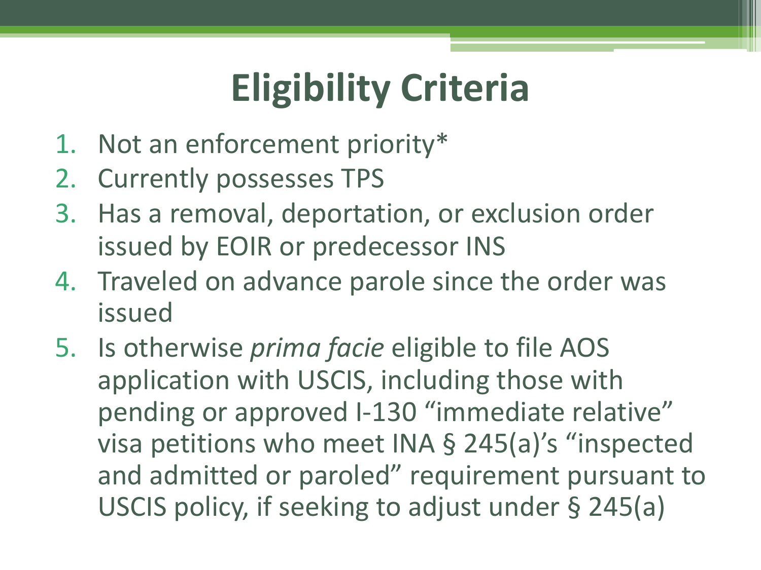# Eligibility Criteria

1. Not an enforcement priority*
2. Currently possesses TPS
3. Has a removal, deportation, or exclusion order issued by EOIR or predecessor INS
4. Traveled on advance parole since the order was issued
5. Is otherwise *prima facie* eligible to file AOS application with USCIS, including those with pending or approved I-130 "immediate relative" visa petitions who meet INA § 245(a)'s "inspected and admitted or paroled" requirement pursuant to USCIS policy, if seeking to adjust under § 245(a)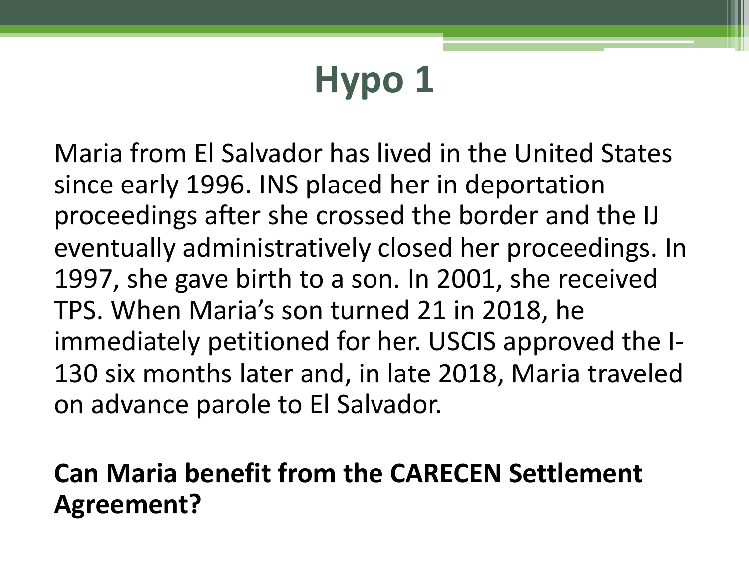# Hypo 1

Maria from El Salvador has lived in the United States since early 1996. INS placed her in deportation proceedings after she crossed the border and the IJ eventually administratively closed her proceedings. In 1997, she gave birth to a son. In 2001, she received TPS. When Maria's son turned 21 in 2018, he immediately petitioned for her. USCIS approved the I-130 six months later and, in late 2018, Maria traveled on advance parole to El Salvador.

**Can Maria benefit from the CARECEN Settlement Agreement?**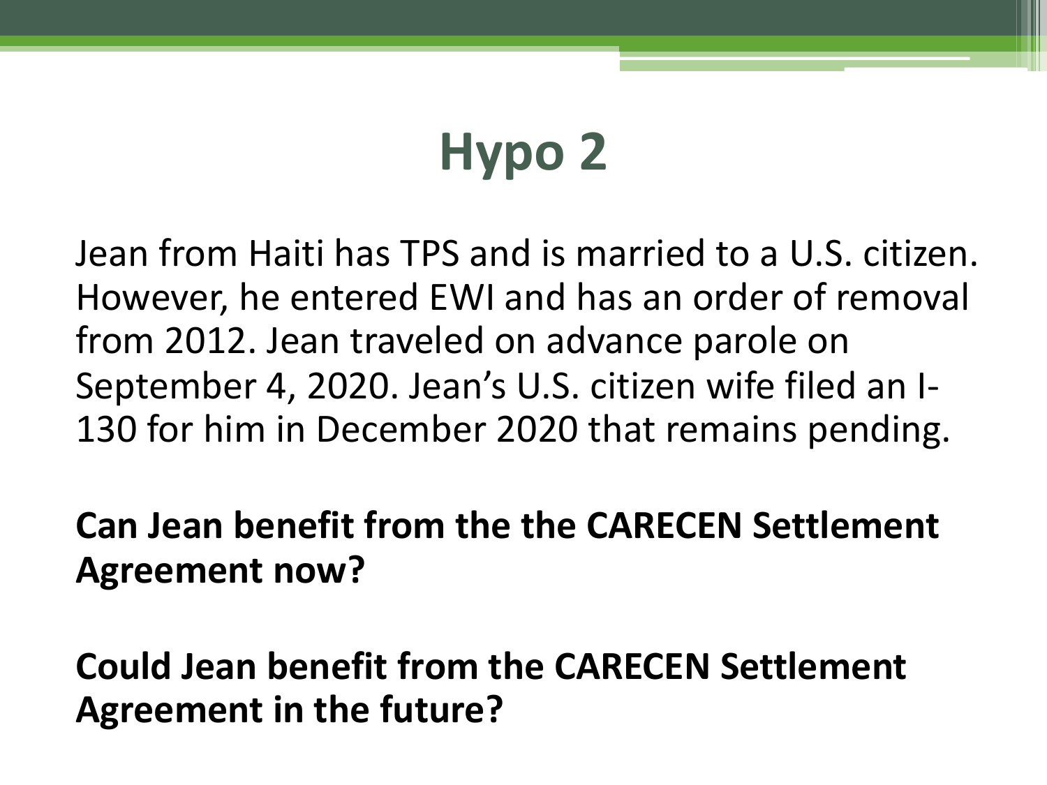# Hypo 2

Jean from Haiti has TPS and is married to a U.S. citizen. However, he entered EWI and has an order of removal from 2012. Jean traveled on advance parole on September 4, 2020. Jean's U.S. citizen wife filed an I-130 for him in December 2020 that remains pending.

**Can Jean benefit from the the CARECEN Settlement Agreement now?**

**Could Jean benefit from the CARECEN Settlement Agreement in the future?**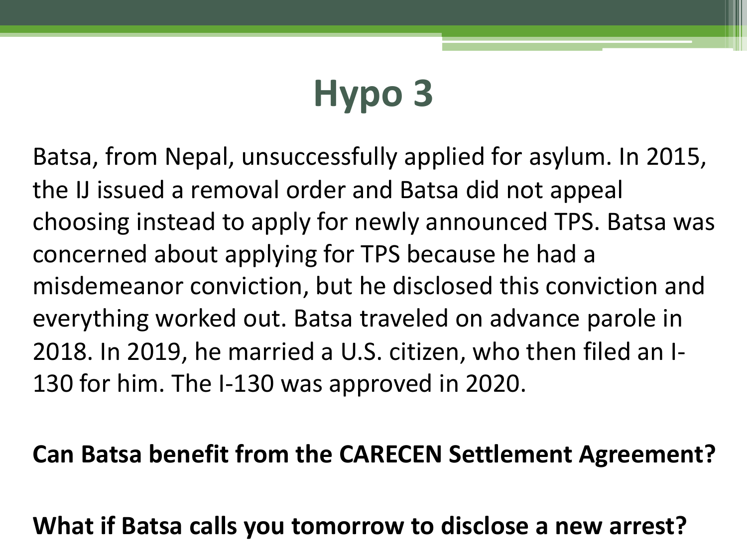# Hypo 3

Batsa, from Nepal, unsuccessfully applied for asylum. In 2015, the IJ issued a removal order and Batsa did not appeal choosing instead to apply for newly announced TPS. Batsa was concerned about applying for TPS because he had a misdemeanor conviction, but he disclosed this conviction and everything worked out. Batsa traveled on advance parole in 2018. In 2019, he married a U.S. citizen, who then filed an I-130 for him. The I-130 was approved in 2020.

**Can Batsa benefit from the CARECEN Settlement Agreement?**

**What if Batsa calls you tomorrow to disclose a new arrest?**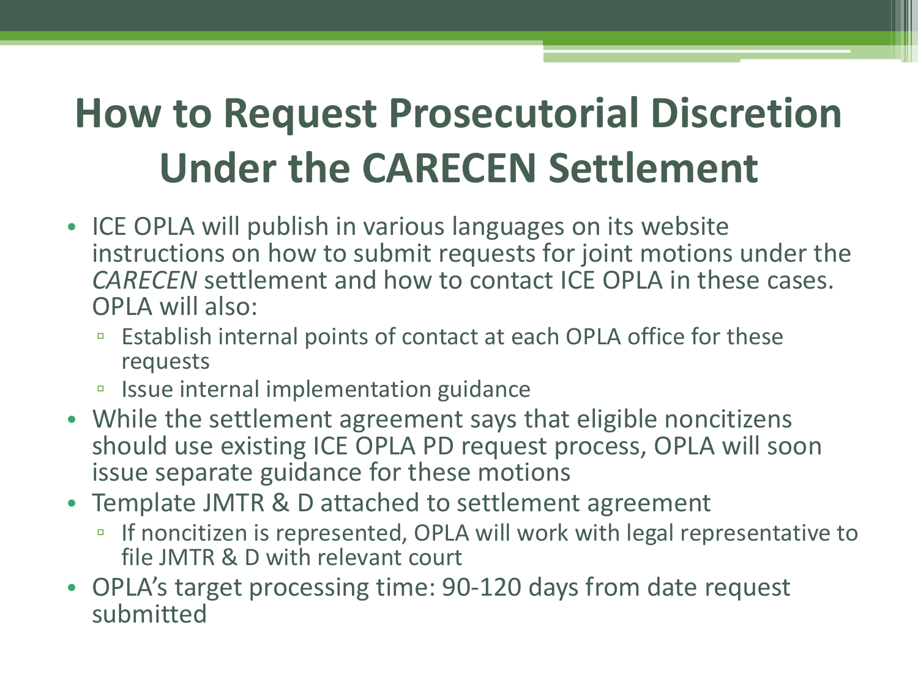# How to Request Prosecutorial Discretion Under the CARECEN Settlement

- ICE OPLA will publish in various languages on its website instructions on how to submit requests for joint motions under the *CARECEN* settlement and how to contact ICE OPLA in these cases. OPLA will also:
  - Establish internal points of contact at each OPLA office for these requests
  - Issue internal implementation guidance
- While the settlement agreement says that eligible noncitizens should use existing ICE OPLA PD request process, OPLA will soon issue separate guidance for these motions
- Template JMTR & D attached to settlement agreement
  - If noncitizen is represented, OPLA will work with legal representative to file JMTR & D with relevant court
- OPLA's target processing time: 90-120 days from date request submitted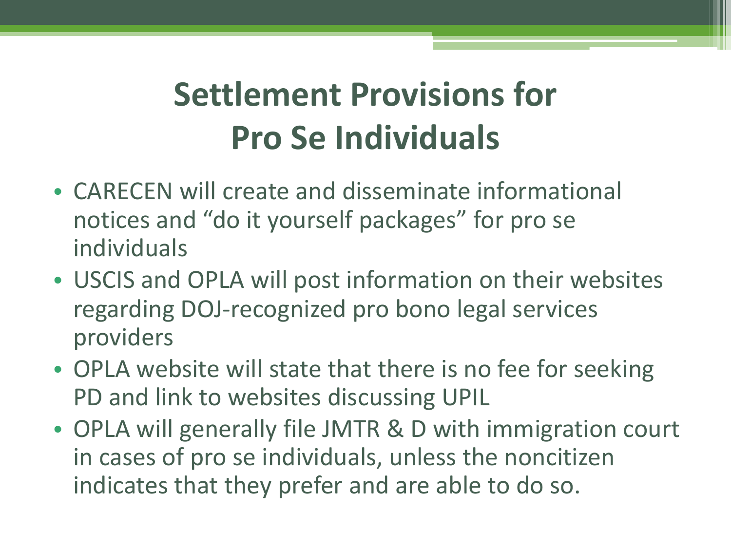# Settlement Provisions for Pro Se Individuals

- CARECEN will create and disseminate informational notices and "do it yourself packages" for pro se individuals
- USCIS and OPLA will post information on their websites regarding DOJ-recognized pro bono legal services providers
- OPLA website will state that there is no fee for seeking PD and link to websites discussing UPIL
- OPLA will generally file JMTR & D with immigration court in cases of pro se individuals, unless the noncitizen indicates that they prefer and are able to do so.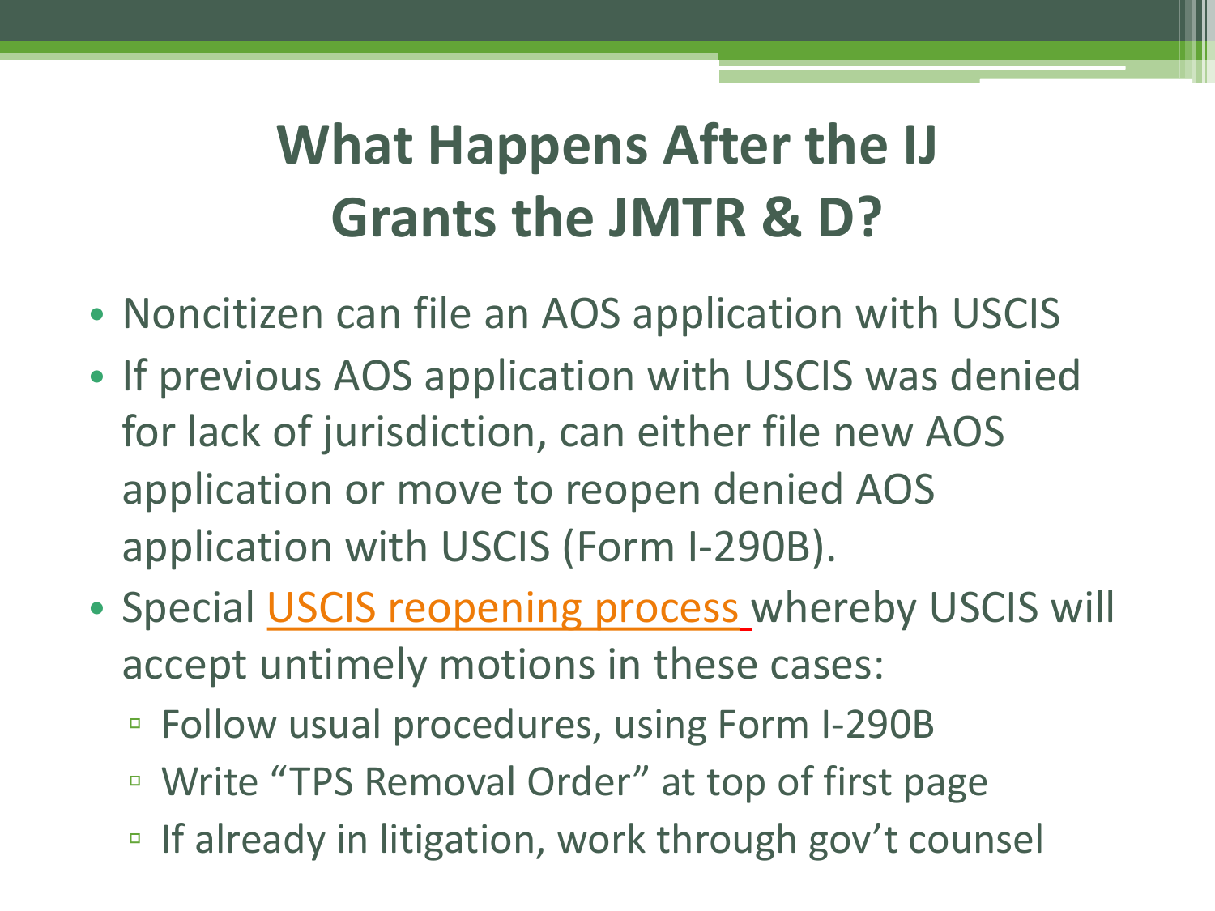# What Happens After the IJ Grants the JMTR & D?

- Noncitizen can file an AOS application with USCIS
- If previous AOS application with USCIS was denied for lack of jurisdiction, can either file new AOS application or move to reopen denied AOS application with USCIS (Form I-290B).
- Special USCIS reopening process whereby USCIS will accept untimely motions in these cases:
  - Follow usual procedures, using Form I-290B
  - Write "TPS Removal Order" at top of first page
  - If already in litigation, work through gov't counsel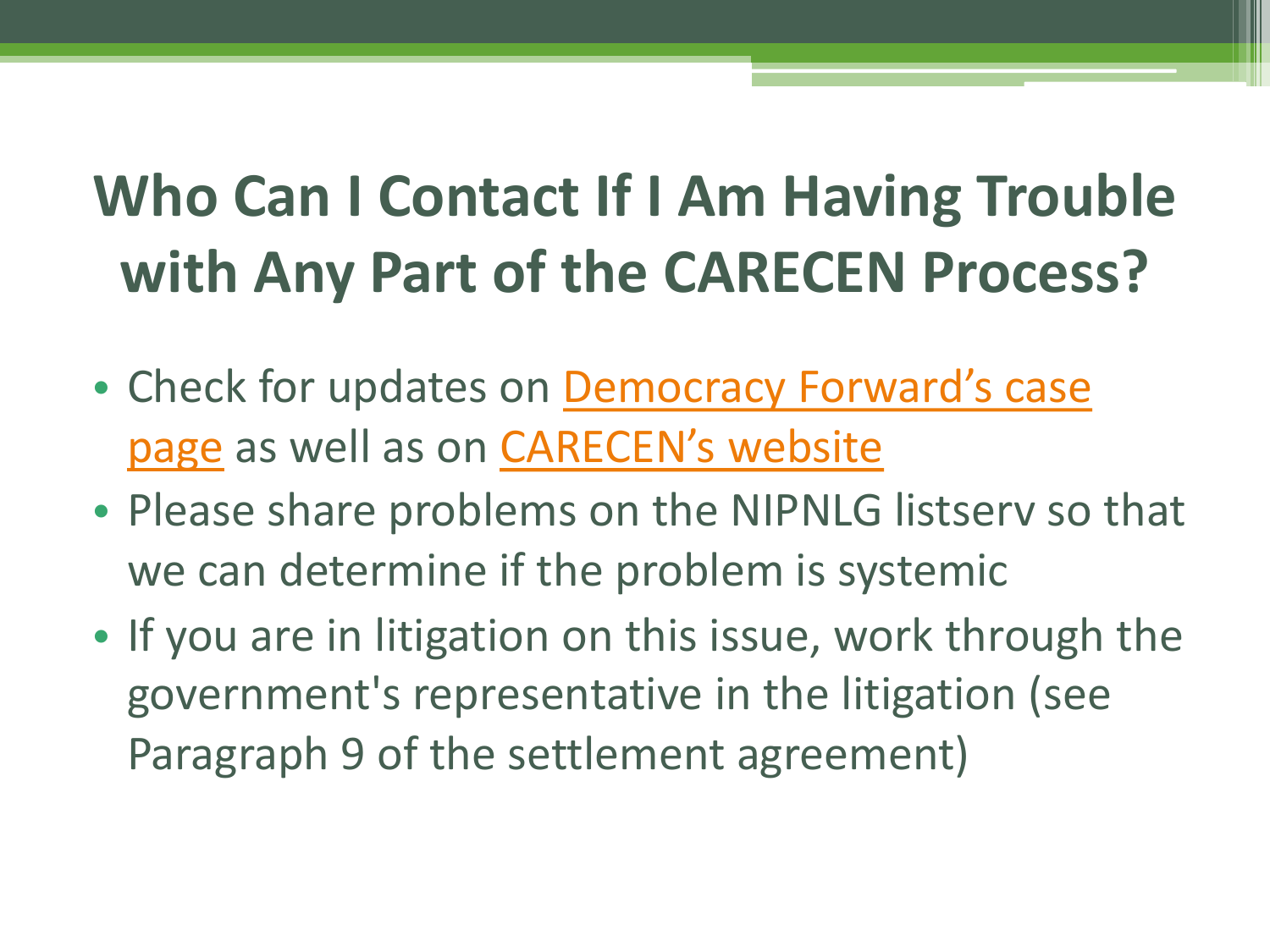# Who Can I Contact If I Am Having Trouble with Any Part of the CARECEN Process?

- Check for updates on Democracy Forward's case page as well as on CARECEN's website
- Please share problems on the NIPNLG listserv so that we can determine if the problem is systemic
- If you are in litigation on this issue, work through the government's representative in the litigation (see Paragraph 9 of the settlement agreement)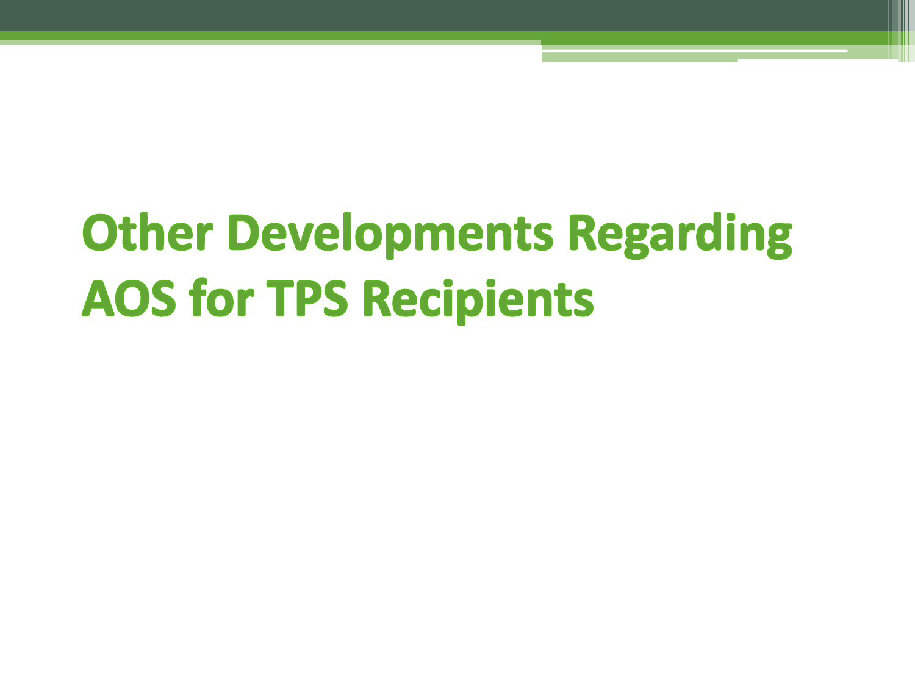# Other Developments Regarding AOS for TPS Recipients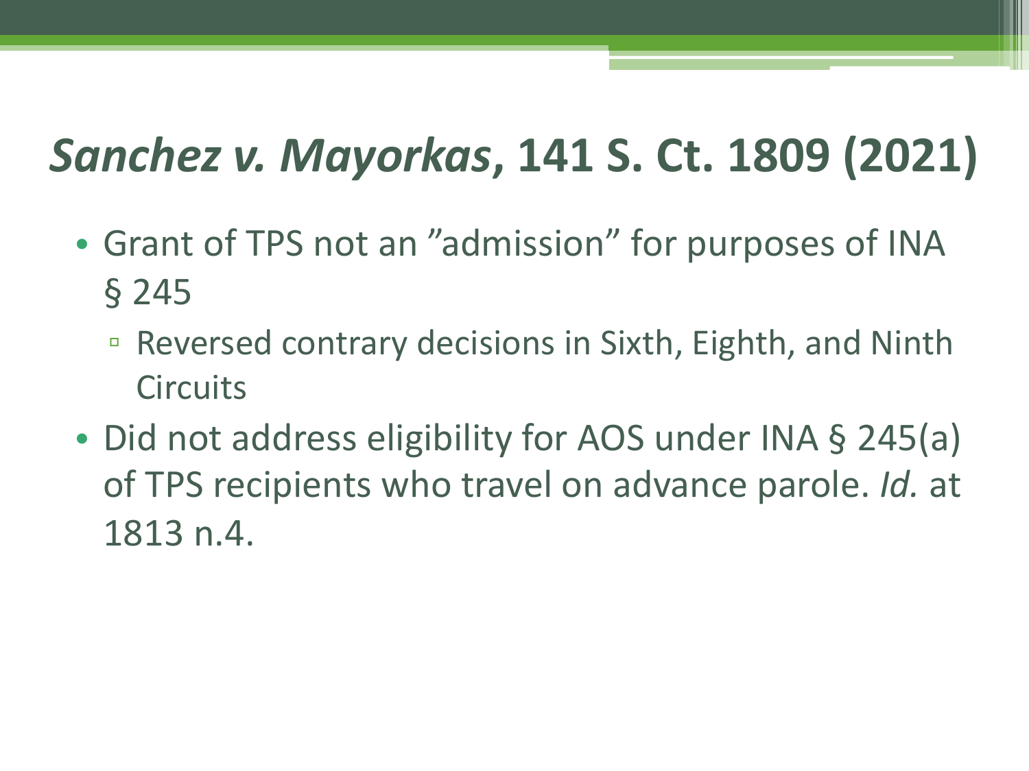# *Sanchez v. Mayorkas*, 141 S. Ct. 1809 (2021)

- Grant of TPS not an ”admission” for purposes of INA § 245
  - Reversed contrary decisions in Sixth, Eighth, and Ninth Circuits
- Did not address eligibility for AOS under INA § 245(a) of TPS recipients who travel on advance parole. *Id.* at 1813 n.4.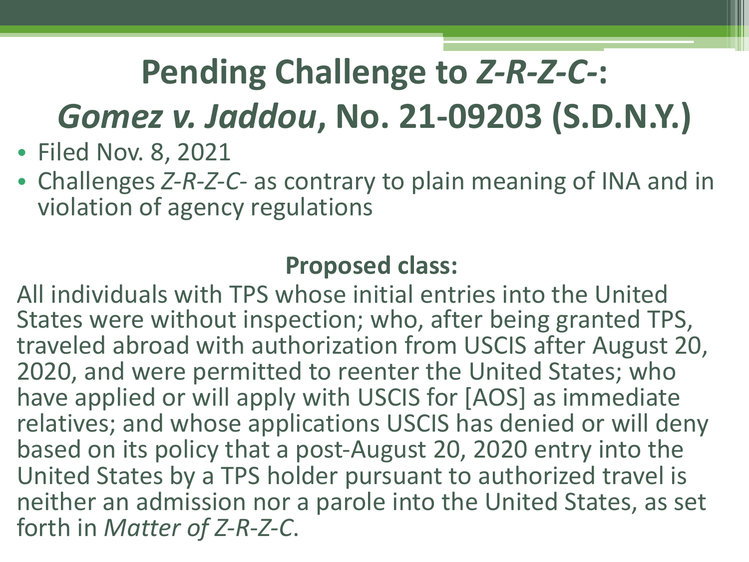# Pending Challenge to *Z-R-Z-C-*: *Gomez v. Jaddou*, No. 21-09203 (S.D.N.Y.)

- Filed Nov. 8, 2021
- Challenges *Z-R-Z-C-* as contrary to plain meaning of INA and in violation of agency regulations

**Proposed class:**

All individuals with TPS whose initial entries into the United States were without inspection; who, after being granted TPS, traveled abroad with authorization from USCIS after August 20, 2020, and were permitted to reenter the United States; who have applied or will apply with USCIS for [AOS] as immediate relatives; and whose applications USCIS has denied or will deny based on its policy that a post-August 20, 2020 entry into the United States by a TPS holder pursuant to authorized travel is neither an admission nor a parole into the United States, as set forth in *Matter of Z-R-Z-C*.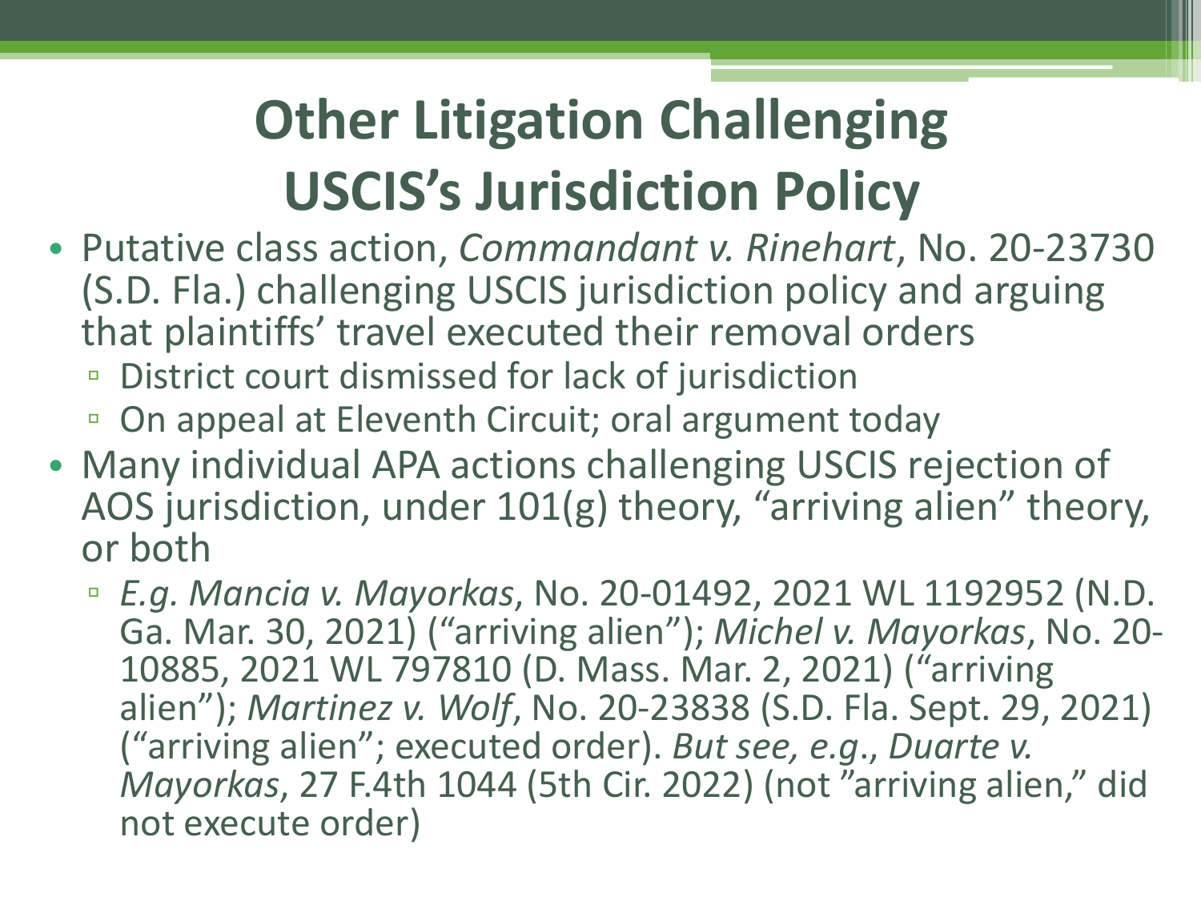# Other Litigation Challenging USCIS's Jurisdiction Policy

- Putative class action, *Commandant v. Rinehart*, No. 20-23730 (S.D. Fla.) challenging USCIS jurisdiction policy and arguing that plaintiffs' travel executed their removal orders
  - District court dismissed for lack of jurisdiction
  - On appeal at Eleventh Circuit; oral argument today
- Many individual APA actions challenging USCIS rejection of AOS jurisdiction, under 101(g) theory, "arriving alien" theory, or both
  - *E.g. Mancia v. Mayorkas*, No. 20-01492, 2021 WL 1192952 (N.D. Ga. Mar. 30, 2021) ("arriving alien"); *Michel v. Mayorkas*, No. 20-10885, 2021 WL 797810 (D. Mass. Mar. 2, 2021) ("arriving alien"); *Martinez v. Wolf*, No. 20-23838 (S.D. Fla. Sept. 29, 2021) ("arriving alien"; executed order). *But see, e.g*., *Duarte v. Mayorkas*, 27 F.4th 1044 (5th Cir. 2022) (not "arriving alien," did not execute order)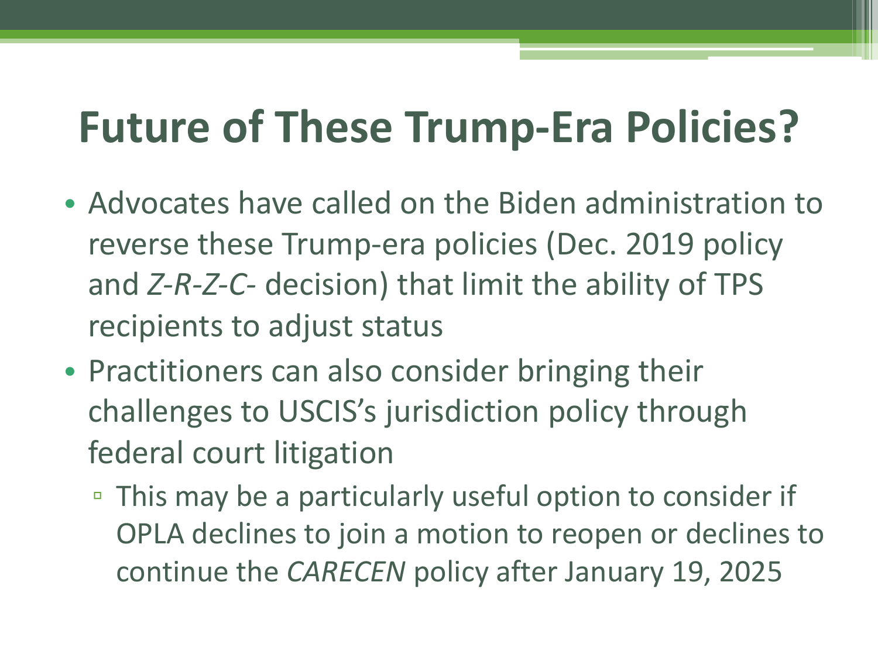# Future of These Trump-Era Policies?

- Advocates have called on the Biden administration to reverse these Trump-era policies (Dec. 2019 policy and *Z-R-Z-C-* decision) that limit the ability of TPS recipients to adjust status
- Practitioners can also consider bringing their challenges to USCIS's jurisdiction policy through federal court litigation
  - This may be a particularly useful option to consider if OPLA declines to join a motion to reopen or declines to continue the *CARECEN* policy after January 19, 2025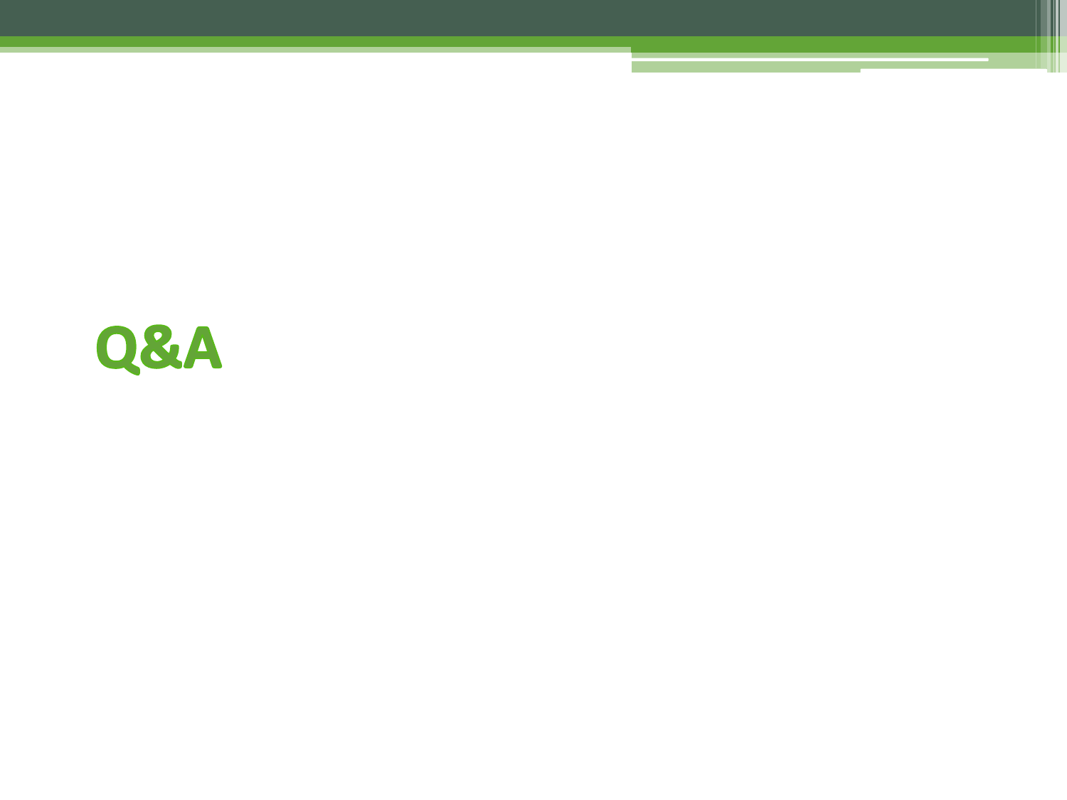# Q&A